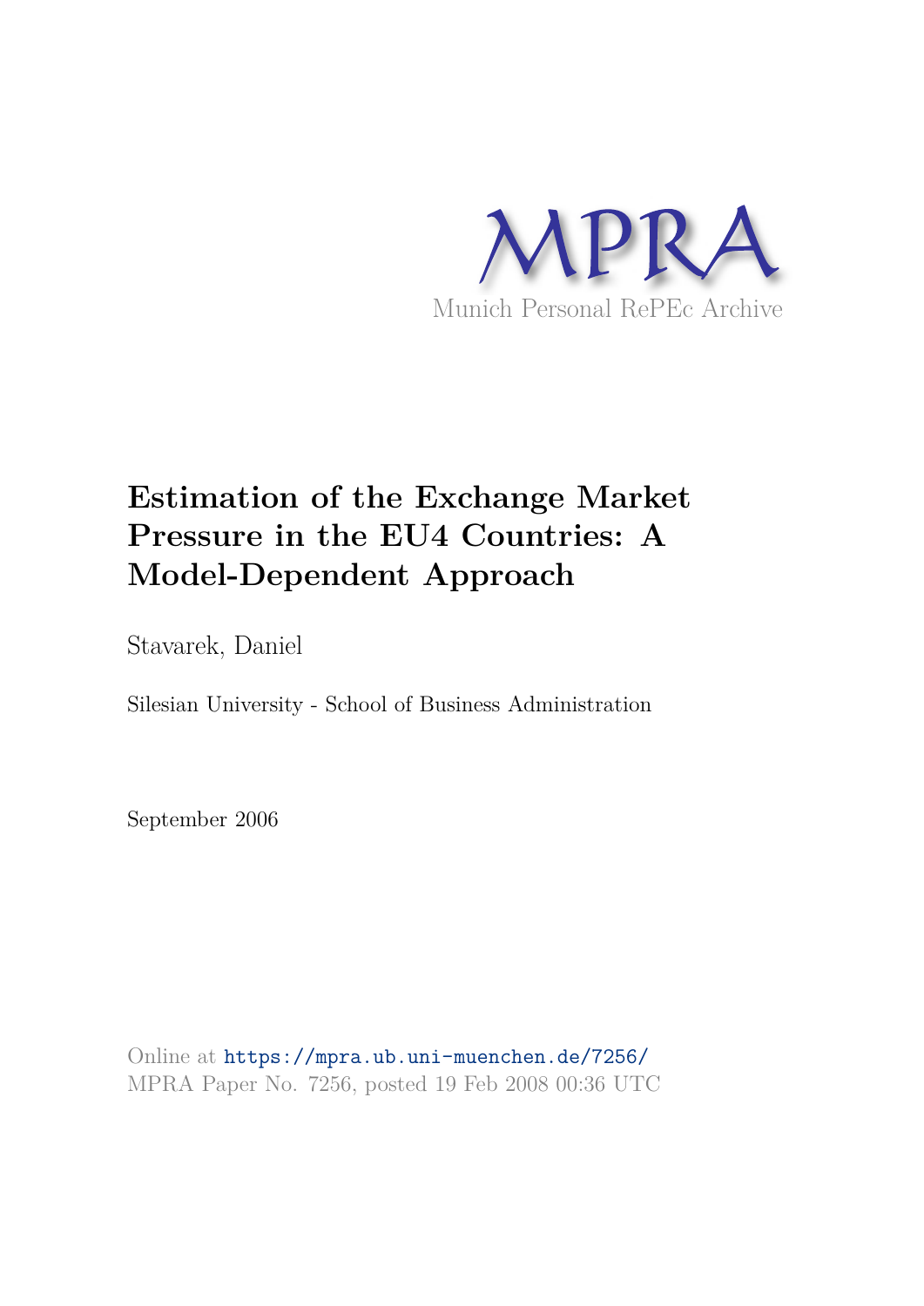MPRA

Munich Personal RePEc Archive

# Estimation of the Exchange Market Pressure in the EU4 Countries: A Model-Dependent Approach

Stavarek, Daniel

Silesian University - School of Business Administration

September 2006

Online at https://mpra.ub.uni-muenchen.de/7256/
MPRA Paper No. 7256, posted 19 Feb 2008 00:36 UTC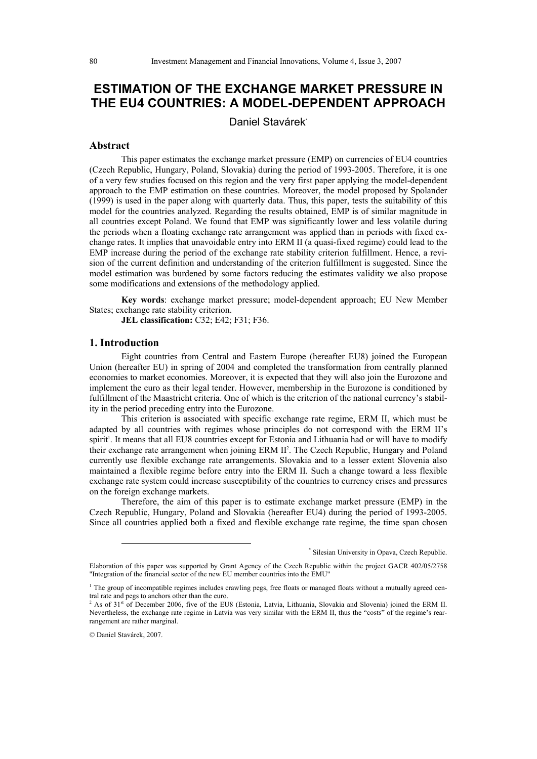# ESTIMATION OF THE EXCHANGE MARKET PRESSURE IN THE EU4 COUNTRIES: A MODEL-DEPENDENT APPROACH

Daniel Stavárek[*]

## Abstract

This paper estimates the exchange market pressure (EMP) on currencies of EU4 countries (Czech Republic, Hungary, Poland, Slovakia) during the period of 1993-2005. Therefore, it is one of a very few studies focused on this region and the very first paper applying the model-dependent approach to the EMP estimation on these countries. Moreover, the model proposed by Spolander (1999) is used in the paper along with quarterly data. Thus, this paper, tests the suitability of this model for the countries analyzed. Regarding the results obtained, EMP is of similar magnitude in all countries except Poland. We found that EMP was significantly lower and less volatile during the periods when a floating exchange rate arrangement was applied than in periods with fixed exchange rates. It implies that unavoidable entry into ERM II (a quasi-fixed regime) could lead to the EMP increase during the period of the exchange rate stability criterion fulfillment. Hence, a revision of the current definition and understanding of the criterion fulfillment is suggested. Since the model estimation was burdened by some factors reducing the estimates validity we also propose some modifications and extensions of the methodology applied.

**Key words**: exchange market pressure; model-dependent approach; EU New Member States; exchange rate stability criterion.

**JEL classification:** C32; E42; F31; F36.

## 1. Introduction

Eight countries from Central and Eastern Europe (hereafter EU8) joined the European Union (hereafter EU) in spring of 2004 and completed the transformation from centrally planned economies to market economies. Moreover, it is expected that they will also join the Eurozone and implement the euro as their legal tender. However, membership in the Eurozone is conditioned by fulfillment of the Maastricht criteria. One of which is the criterion of the national currency's stability in the period preceding entry into the Eurozone.

This criterion is associated with specific exchange rate regime, ERM II, which must be adapted by all countries with regimes whose principles do not correspond with the ERM II's spirit[1]. It means that all EU8 countries except for Estonia and Lithuania had or will have to modify their exchange rate arrangement when joining ERM II[2]. The Czech Republic, Hungary and Poland currently use flexible exchange rate arrangements. Slovakia and to a lesser extent Slovenia also maintained a flexible regime before entry into the ERM II. Such a change toward a less flexible exchange rate system could increase susceptibility of the countries to currency crises and pressures on the foreign exchange markets.

Therefore, the aim of this paper is to estimate exchange market pressure (EMP) in the Czech Republic, Hungary, Poland and Slovakia (hereafter EU4) during the period of 1993-2005. Since all countries applied both a fixed and flexible exchange rate regime, the time span chosen

---

[*] Silesian University in Opava, Czech Republic.

Elaboration of this paper was supported by Grant Agency of the Czech Republic within the project GACR 402/05/2758 "Integration of the financial sector of the new EU member countries into the EMU"

[1] The group of incompatible regimes includes crawling pegs, free floats or managed floats without a mutually agreed central rate and pegs to anchors other than the euro.

[2] As of 31st of December 2006, five of the EU8 (Estonia, Latvia, Lithuania, Slovakia and Slovenia) joined the ERM II. Nevertheless, the exchange rate regime in Latvia was very similar with the ERM II, thus the "costs" of the regime's rearrangement are rather marginal.

© Daniel Stavárek, 2007.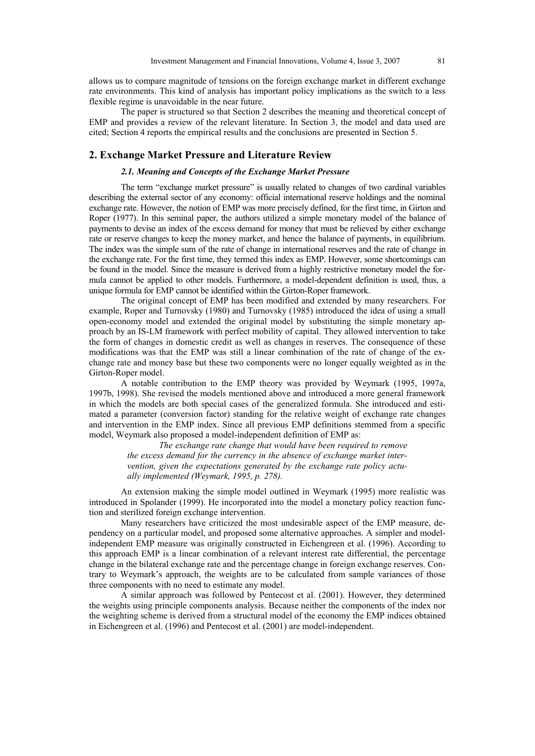allows us to compare magnitude of tensions on the foreign exchange market in different exchange rate environments. This kind of analysis has important policy implications as the switch to a less flexible regime is unavoidable in the near future.

The paper is structured so that Section 2 describes the meaning and theoretical concept of EMP and provides a review of the relevant literature. In Section 3, the model and data used are cited; Section 4 reports the empirical results and the conclusions are presented in Section 5.

## 2. Exchange Market Pressure and Literature Review

### *2.1. Meaning and Concepts of the Exchange Market Pressure*

The term "exchange market pressure" is usually related to changes of two cardinal variables describing the external sector of any economy: official international reserve holdings and the nominal exchange rate. However, the notion of EMP was more precisely defined, for the first time, in Girton and Roper (1977). In this seminal paper, the authors utilized a simple monetary model of the balance of payments to devise an index of the excess demand for money that must be relieved by either exchange rate or reserve changes to keep the money market, and hence the balance of payments, in equilibrium. The index was the simple sum of the rate of change in international reserves and the rate of change in the exchange rate. For the first time, they termed this index as EMP. However, some shortcomings can be found in the model. Since the measure is derived from a highly restrictive monetary model the formula cannot be applied to other models. Furthermore, a model-dependent definition is used, thus, a unique formula for EMP cannot be identified within the Girton-Roper framework.

The original concept of EMP has been modified and extended by many researchers. For example, Roper and Turnovsky (1980) and Turnovsky (1985) introduced the idea of using a small open-economy model and extended the original model by substituting the simple monetary approach by an IS-LM framework with perfect mobility of capital. They allowed intervention to take the form of changes in domestic credit as well as changes in reserves. The consequence of these modifications was that the EMP was still a linear combination of the rate of change of the exchange rate and money base but these two components were no longer equally weighted as in the Girton-Roper model.

A notable contribution to the EMP theory was provided by Weymark (1995, 1997a, 1997b, 1998). She revised the models mentioned above and introduced a more general framework in which the models are both special cases of the generalized formula. She introduced and estimated a parameter (conversion factor) standing for the relative weight of exchange rate changes and intervention in the EMP index. Since all previous EMP definitions stemmed from a specific model, Weymark also proposed a model-independent definition of EMP as:

> *The exchange rate change that would have been required to remove the excess demand for the currency in the absence of exchange market intervention, given the expectations generated by the exchange rate policy actually implemented (Weymark, 1995, p. 278).*

An extension making the simple model outlined in Weymark (1995) more realistic was introduced in Spolander (1999). He incorporated into the model a monetary policy reaction function and sterilized foreign exchange intervention.

Many researchers have criticized the most undesirable aspect of the EMP measure, dependency on a particular model, and proposed some alternative approaches. A simpler and model-independent EMP measure was originally constructed in Eichengreen et al. (1996). According to this approach EMP is a linear combination of a relevant interest rate differential, the percentage change in the bilateral exchange rate and the percentage change in foreign exchange reserves. Contrary to Weymark's approach, the weights are to be calculated from sample variances of those three components with no need to estimate any model.

A similar approach was followed by Pentecost et al. (2001). However, they determined the weights using principle components analysis. Because neither the components of the index nor the weighting scheme is derived from a structural model of the economy the EMP indices obtained in Eichengreen et al. (1996) and Pentecost et al. (2001) are model-independent.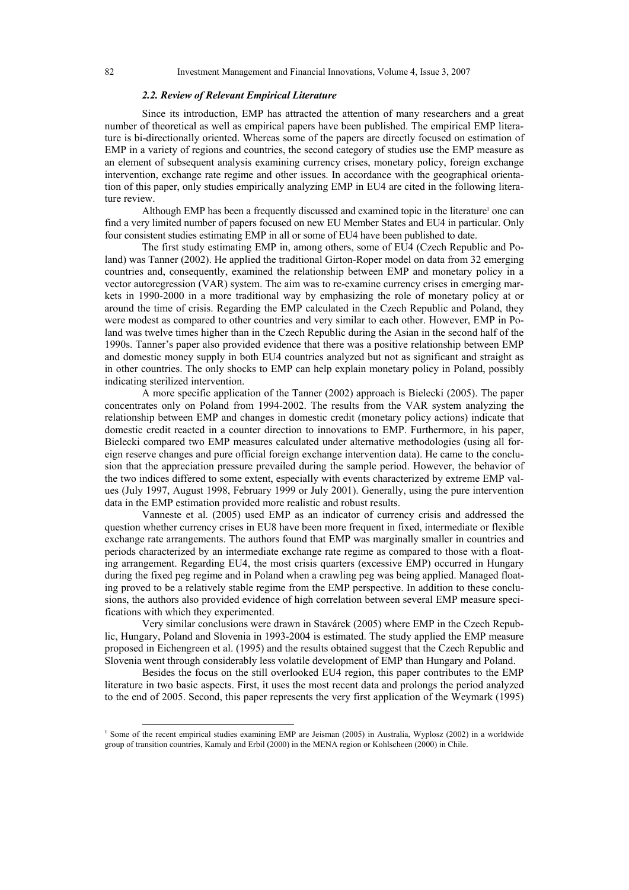### *2.2. Review of Relevant Empirical Literature*

Since its introduction, EMP has attracted the attention of many researchers and a great number of theoretical as well as empirical papers have been published. The empirical EMP literature is bi-directionally oriented. Whereas some of the papers are directly focused on estimation of EMP in a variety of regions and countries, the second category of studies use the EMP measure as an element of subsequent analysis examining currency crises, monetary policy, foreign exchange intervention, exchange rate regime and other issues. In accordance with the geographical orientation of this paper, only studies empirically analyzing EMP in EU4 are cited in the following literature review.

Although EMP has been a frequently discussed and examined topic in the literature[1] one can find a very limited number of papers focused on new EU Member States and EU4 in particular. Only four consistent studies estimating EMP in all or some of EU4 have been published to date.

The first study estimating EMP in, among others, some of EU4 (Czech Republic and Poland) was Tanner (2002). He applied the traditional Girton-Roper model on data from 32 emerging countries and, consequently, examined the relationship between EMP and monetary policy in a vector autoregression (VAR) system. The aim was to re-examine currency crises in emerging markets in 1990-2000 in a more traditional way by emphasizing the role of monetary policy at or around the time of crisis. Regarding the EMP calculated in the Czech Republic and Poland, they were modest as compared to other countries and very similar to each other. However, EMP in Poland was twelve times higher than in the Czech Republic during the Asian in the second half of the 1990s. Tanner's paper also provided evidence that there was a positive relationship between EMP and domestic money supply in both EU4 countries analyzed but not as significant and straight as in other countries. The only shocks to EMP can help explain monetary policy in Poland, possibly indicating sterilized intervention.

A more specific application of the Tanner (2002) approach is Bielecki (2005). The paper concentrates only on Poland from 1994-2002. The results from the VAR system analyzing the relationship between EMP and changes in domestic credit (monetary policy actions) indicate that domestic credit reacted in a counter direction to innovations to EMP. Furthermore, in his paper, Bielecki compared two EMP measures calculated under alternative methodologies (using all foreign reserve changes and pure official foreign exchange intervention data). He came to the conclusion that the appreciation pressure prevailed during the sample period. However, the behavior of the two indices differed to some extent, especially with events characterized by extreme EMP values (July 1997, August 1998, February 1999 or July 2001). Generally, using the pure intervention data in the EMP estimation provided more realistic and robust results.

Vanneste et al. (2005) used EMP as an indicator of currency crisis and addressed the question whether currency crises in EU8 have been more frequent in fixed, intermediate or flexible exchange rate arrangements. The authors found that EMP was marginally smaller in countries and periods characterized by an intermediate exchange rate regime as compared to those with a floating arrangement. Regarding EU4, the most crisis quarters (excessive EMP) occurred in Hungary during the fixed peg regime and in Poland when a crawling peg was being applied. Managed floating proved to be a relatively stable regime from the EMP perspective. In addition to these conclusions, the authors also provided evidence of high correlation between several EMP measure specifications with which they experimented.

Very similar conclusions were drawn in Stavárek (2005) where EMP in the Czech Republic, Hungary, Poland and Slovenia in 1993-2004 is estimated. The study applied the EMP measure proposed in Eichengreen et al. (1995) and the results obtained suggest that the Czech Republic and Slovenia went through considerably less volatile development of EMP than Hungary and Poland.

Besides the focus on the still overlooked EU4 region, this paper contributes to the EMP literature in two basic aspects. First, it uses the most recent data and prolongs the period analyzed to the end of 2005. Second, this paper represents the very first application of the Weymark (1995)

[1] Some of the recent empirical studies examining EMP are Jeisman (2005) in Australia, Wyplosz (2002) in a worldwide group of transition countries, Kamaly and Erbil (2000) in the MENA region or Kohlscheen (2000) in Chile.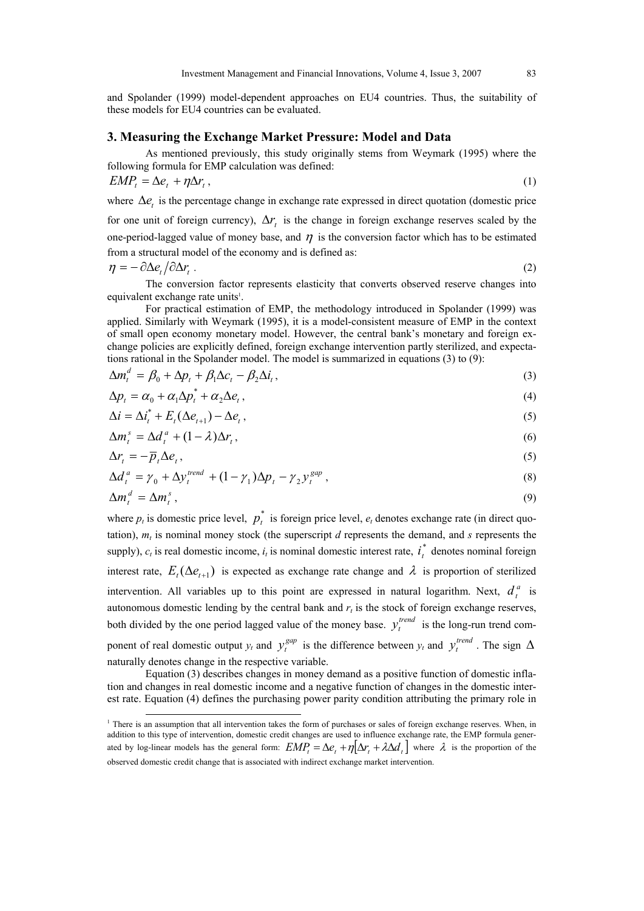and Spolander (1999) model-dependent approaches on EU4 countries. Thus, the suitability of these models for EU4 countries can be evaluated.

## 3. Measuring the Exchange Market Pressure: Model and Data

As mentioned previously, this study originally stems from Weymark (1995) where the following formula for EMP calculation was defined:

$$EMP_t = \Delta e_t + \eta \Delta r_t \,, \tag{1}$$

where $\Delta e_t$ is the percentage change in exchange rate expressed in direct quotation (domestic price for one unit of foreign currency), $\Delta r_t$ is the change in foreign exchange reserves scaled by the one-period-lagged value of money base, and $\eta$ is the conversion factor which has to be estimated from a structural model of the economy and is defined as:

$$\eta = -\partial \Delta e_t / \partial \Delta r_t \,. \tag{2}$$

The conversion factor represents elasticity that converts observed reserve changes into equivalent exchange rate units[1].

For practical estimation of EMP, the methodology introduced in Spolander (1999) was applied. Similarly with Weymark (1995), it is a model-consistent measure of EMP in the context of small open economy monetary model. However, the central bank's monetary and foreign exchange policies are explicitly defined, foreign exchange intervention partly sterilized, and expectations rational in the Spolander model. The model is summarized in equations (3) to (9):

$$\Delta m_t^d = \beta_0 + \Delta p_t + \beta_1 \Delta c_t - \beta_2 \Delta i_t \,, \tag{3}$$

$$\Delta p_t = \alpha_0 + \alpha_1 \Delta p_t^* + \alpha_2 \Delta e_t \,, \tag{4}$$

$$\Delta i = \Delta i_t^* + E_t(\Delta e_{t+1}) - \Delta e_t \,, \tag{5}$$

$$\Delta m_t^s = \Delta d_t^a + (1-\lambda)\Delta r_t \,, \tag{6}$$

$$\Delta r_t = -\overline{p}_t \Delta e_t \,, \tag{5}$$

$$\Delta d_t^a = \gamma_0 + \Delta y_t^{trend} + (1-\gamma_1)\Delta p_t - \gamma_2 y_t^{gap} \,, \tag{8}$$

$$\Delta m_t^d = \Delta m_t^s \,, \tag{9}$$

where $p_t$ is domestic price level, $p_t^*$ is foreign price level, $e_t$ denotes exchange rate (in direct quotation), $m_t$ is nominal money stock (the superscript $d$ represents the demand, and $s$ represents the supply), $c_t$ is real domestic income, $i_t$ is nominal domestic interest rate, $i_t^*$ denotes nominal foreign interest rate, $E_t(\Delta e_{t+1})$ is expected as exchange rate change and $\lambda$ is proportion of sterilized intervention. All variables up to this point are expressed in natural logarithm. Next, $d_t^a$ is autonomous domestic lending by the central bank and $r_t$ is the stock of foreign exchange reserves, both divided by the one period lagged value of the money base. $y_t^{trend}$ is the long-run trend component of real domestic output $y_t$ and $y_t^{gap}$ is the difference between $y_t$ and $y_t^{trend}$. The sign $\Delta$ naturally denotes change in the respective variable.

Equation (3) describes changes in money demand as a positive function of domestic inflation and changes in real domestic income and a negative function of changes in the domestic interest rate. Equation (4) defines the purchasing power parity condition attributing the primary role in

---

[1] There is an assumption that all intervention takes the form of purchases or sales of foreign exchange reserves. When, in addition to this type of intervention, domestic credit changes are used to influence exchange rate, the EMP formula generated by log-linear models has the general form: $EMP_t = \Delta e_t + \eta[\Delta r_t + \lambda \Delta d_t]$ where $\lambda$ is the proportion of the observed domestic credit change that is associated with indirect exchange market intervention.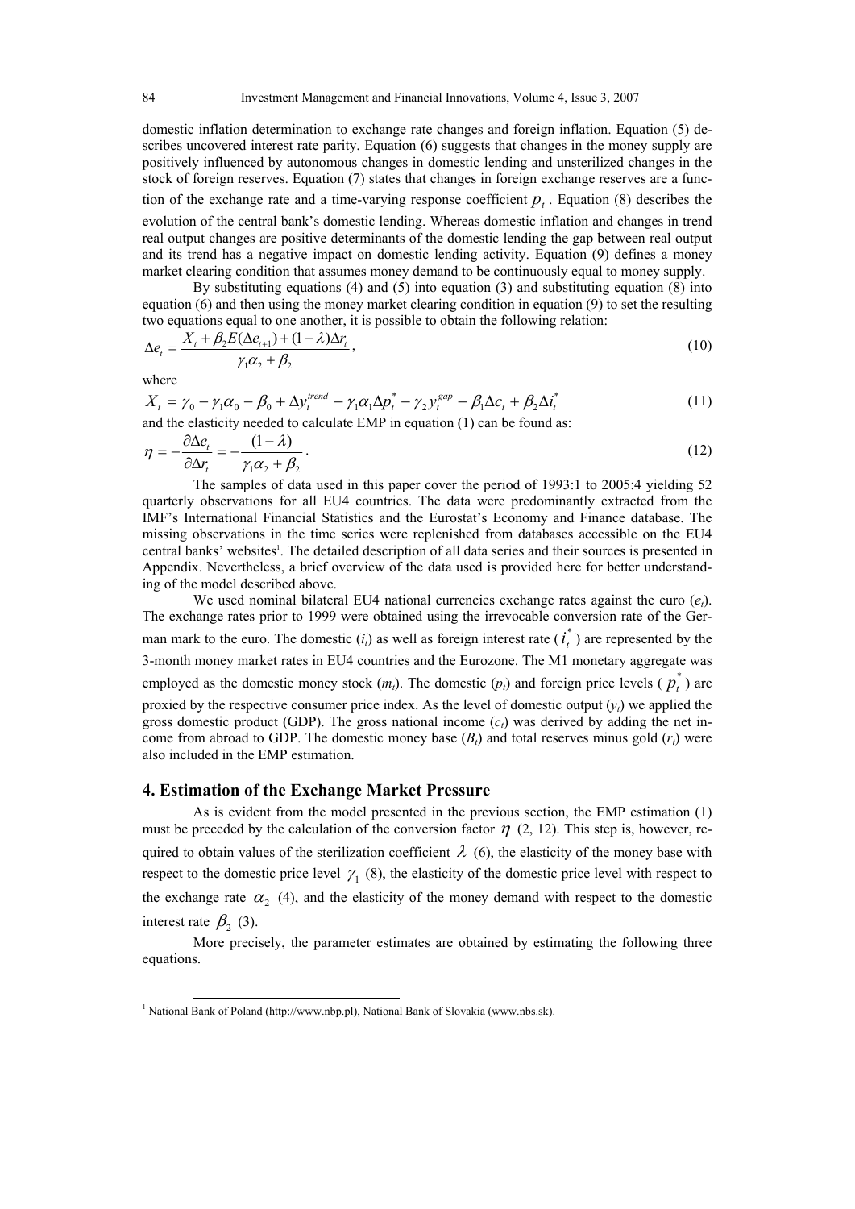domestic inflation determination to exchange rate changes and foreign inflation. Equation (5) describes uncovered interest rate parity. Equation (6) suggests that changes in the money supply are positively influenced by autonomous changes in domestic lending and unsterilized changes in the stock of foreign reserves. Equation (7) states that changes in foreign exchange reserves are a function of the exchange rate and a time-varying response coefficient $\overline{p}_t$. Equation (8) describes the evolution of the central bank's domestic lending. Whereas domestic inflation and changes in trend real output changes are positive determinants of the domestic lending the gap between real output and its trend has a negative impact on domestic lending activity. Equation (9) defines a money market clearing condition that assumes money demand to be continuously equal to money supply.

By substituting equations (4) and (5) into equation (3) and substituting equation (8) into equation (6) and then using the money market clearing condition in equation (9) to set the resulting two equations equal to one another, it is possible to obtain the following relation:

$$\Delta e_t = \frac{X_t + \beta_2 E(\Delta e_{t+1}) + (1-\lambda)\Delta r_t}{\gamma_1 \alpha_2 + \beta_2}, \tag{10}$$

where

$$X_t = \gamma_0 - \gamma_1 \alpha_0 - \beta_0 + \Delta y_t^{trend} - \gamma_1 \alpha_1 \Delta p_t^* - \gamma_2 y_t^{gap} - \beta_1 \Delta c_t + \beta_2 \Delta i_t^* \tag{11}$$

and the elasticity needed to calculate EMP in equation (1) can be found as:

$$\eta = -\frac{\partial \Delta e_t}{\partial \Delta r_t} = -\frac{(1-\lambda)}{\gamma_1 \alpha_2 + \beta_2}. \tag{12}$$

The samples of data used in this paper cover the period of 1993:1 to 2005:4 yielding 52 quarterly observations for all EU4 countries. The data were predominantly extracted from the IMF's International Financial Statistics and the Eurostat's Economy and Finance database. The missing observations in the time series were replenished from databases accessible on the EU4 central banks' websites[1]. The detailed description of all data series and their sources is presented in Appendix. Nevertheless, a brief overview of the data used is provided here for better understanding of the model described above.

We used nominal bilateral EU4 national currencies exchange rates against the euro ($e_t$). The exchange rates prior to 1999 were obtained using the irrevocable conversion rate of the German mark to the euro. The domestic ($i_t$) as well as foreign interest rate ($i_t^*$) are represented by the 3-month money market rates in EU4 countries and the Eurozone. The M1 monetary aggregate was employed as the domestic money stock ($m_t$). The domestic ($p_t$) and foreign price levels ($p_t^*$) are proxied by the respective consumer price index. As the level of domestic output ($y_t$) we applied the gross domestic product (GDP). The gross national income ($c_t$) was derived by adding the net income from abroad to GDP. The domestic money base ($B_t$) and total reserves minus gold ($r_t$) were also included in the EMP estimation.

## 4. Estimation of the Exchange Market Pressure

As is evident from the model presented in the previous section, the EMP estimation (1) must be preceded by the calculation of the conversion factor $\eta$ (2, 12). This step is, however, required to obtain values of the sterilization coefficient $\lambda$ (6), the elasticity of the money base with respect to the domestic price level $\gamma_1$ (8), the elasticity of the domestic price level with respect to the exchange rate $\alpha_2$ (4), and the elasticity of the money demand with respect to the domestic interest rate $\beta_2$ (3).

More precisely, the parameter estimates are obtained by estimating the following three equations.

[1] National Bank of Poland (http://www.nbp.pl), National Bank of Slovakia (www.nbs.sk).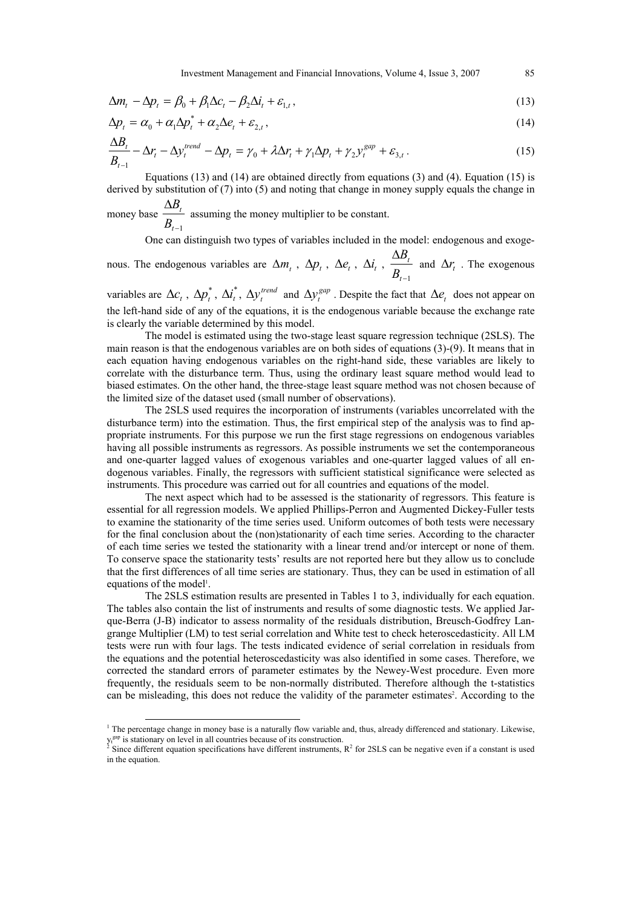$$\Delta m_t - \Delta p_t = \beta_0 + \beta_1 \Delta c_t - \beta_2 \Delta i_t + \varepsilon_{1,t}, \tag{13}$$

$$\Delta p_t = \alpha_0 + \alpha_1 \Delta p_t^* + \alpha_2 \Delta e_t + \varepsilon_{2,t}, \tag{14}$$

$$\frac{\Delta B_t}{B_{t-1}} - \Delta r_t - \Delta y_t^{trend} - \Delta p_t = \gamma_0 + \lambda \Delta r_t + \gamma_1 \Delta p_t + \gamma_2 y_t^{gap} + \varepsilon_{3,t}. \tag{15}$$

Equations (13) and (14) are obtained directly from equations (3) and (4). Equation (15) is derived by substitution of (7) into (5) and noting that change in money supply equals the change in money base $\frac{\Delta B_t}{B_{t-1}}$ assuming the money multiplier to be constant.

One can distinguish two types of variables included in the model: endogenous and exogenous. The endogenous variables are $\Delta m_t$, $\Delta p_t$, $\Delta e_t$, $\Delta i_t$, $\frac{\Delta B_t}{B_{t-1}}$ and $\Delta r_t$. The exogenous variables are $\Delta c_t$, $\Delta p_t^*$, $\Delta i_t^*$, $\Delta y_t^{trend}$ and $\Delta y_t^{gap}$. Despite the fact that $\Delta e_t$ does not appear on the left-hand side of any of the equations, it is the endogenous variable because the exchange rate is clearly the variable determined by this model.

The model is estimated using the two-stage least square regression technique (2SLS). The main reason is that the endogenous variables are on both sides of equations (3)-(9). It means that in each equation having endogenous variables on the right-hand side, these variables are likely to correlate with the disturbance term. Thus, using the ordinary least square method would lead to biased estimates. On the other hand, the three-stage least square method was not chosen because of the limited size of the dataset used (small number of observations).

The 2SLS used requires the incorporation of instruments (variables uncorrelated with the disturbance term) into the estimation. Thus, the first empirical step of the analysis was to find appropriate instruments. For this purpose we run the first stage regressions on endogenous variables having all possible instruments as regressors. As possible instruments we set the contemporaneous and one-quarter lagged values of exogenous variables and one-quarter lagged values of all endogenous variables. Finally, the regressors with sufficient statistical significance were selected as instruments. This procedure was carried out for all countries and equations of the model.

The next aspect which had to be assessed is the stationarity of regressors. This feature is essential for all regression models. We applied Phillips-Perron and Augmented Dickey-Fuller tests to examine the stationarity of the time series used. Uniform outcomes of both tests were necessary for the final conclusion about the (non)stationarity of each time series. According to the character of each time series we tested the stationarity with a linear trend and/or intercept or none of them. To conserve space the stationarity tests' results are not reported here but they allow us to conclude that the first differences of all time series are stationary. Thus, they can be used in estimation of all equations of the model[1].

The 2SLS estimation results are presented in Tables 1 to 3, individually for each equation. The tables also contain the list of instruments and results of some diagnostic tests. We applied Jarque-Berra (J-B) indicator to assess normality of the residuals distribution, Breusch-Godfrey Langrange Multiplier (LM) to test serial correlation and White test to check heteroscedasticity. All LM tests were run with four lags. The tests indicated evidence of serial correlation in residuals from the equations and the potential heteroscedasticity was also identified in some cases. Therefore, we corrected the standard errors of parameter estimates by the Newey-West procedure. Even more frequently, the residuals seem to be non-normally distributed. Therefore although the t-statistics can be misleading, this does not reduce the validity of the parameter estimates[2]. According to the

---

[1] The percentage change in money base is a naturally flow variable and, thus, already differenced and stationary. Likewise, $y_t^{gap}$ is stationary on level in all countries because of its construction.

[2] Since different equation specifications have different instruments, $R^2$ for 2SLS can be negative even if a constant is used in the equation.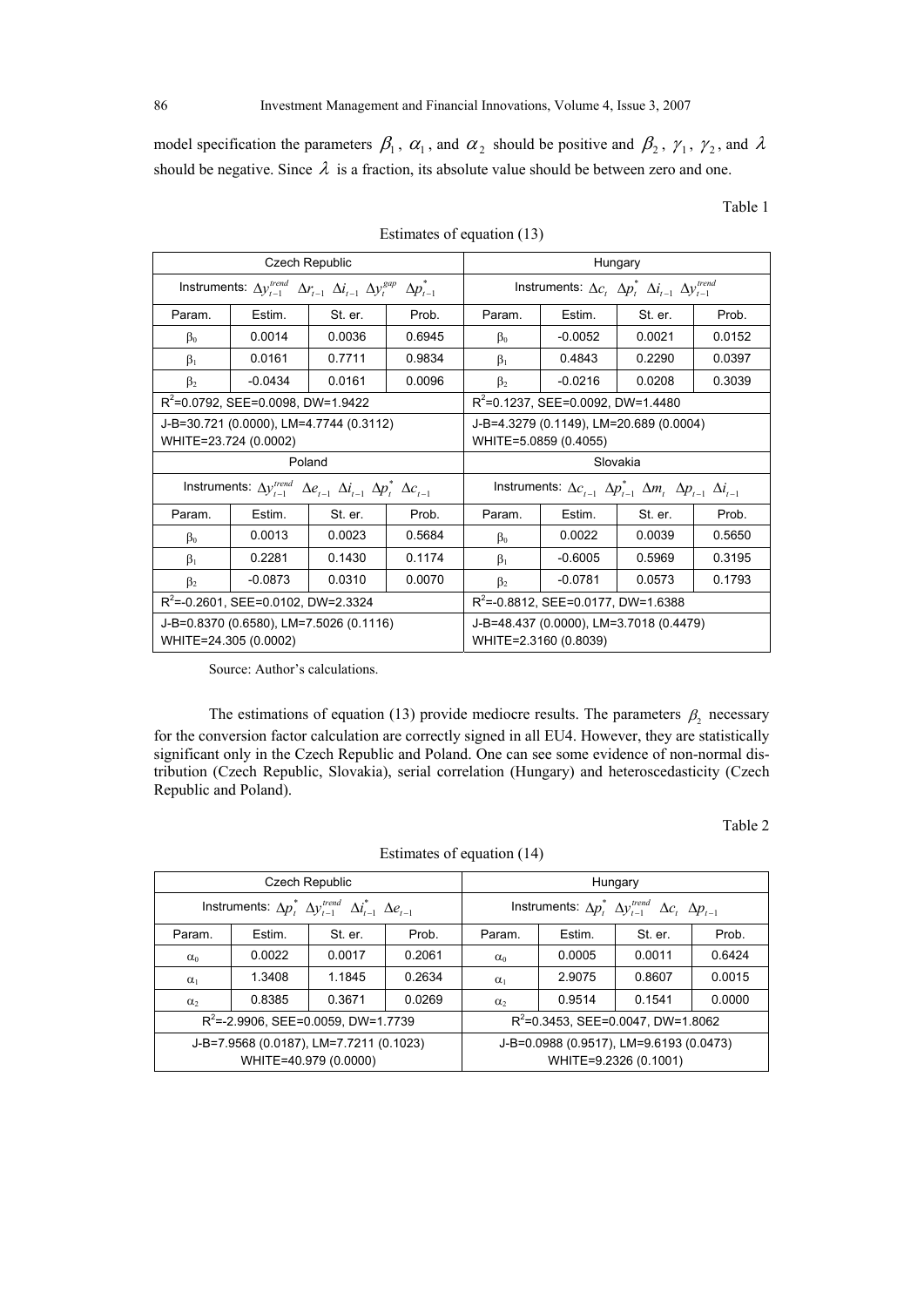model specification the parameters $\beta_1$, $\alpha_1$, and $\alpha_2$ should be positive and $\beta_2$, $\gamma_1$, $\gamma_2$, and $\lambda$ should be negative. Since $\lambda$ is a fraction, its absolute value should be between zero and one.

Table 1

Estimates of equation (13)

| Czech Republic | | | | Hungary | | | |
|---|---|---|---|---|---|---|---|
| Instruments: $\Delta y_{t-1}^{trend}$ $\Delta r_{t-1}$ $\Delta i_{t-1}$ $\Delta y_t^{gap}$ $\Delta p_{t-1}^*$ | | | | Instruments: $\Delta c_t$ $\Delta p_t^*$ $\Delta i_{t-1}$ $\Delta y_{t-1}^{trend}$ | | | |
| Param. | Estim. | St. er. | Prob. | Param. | Estim. | St. er. | Prob. |
| $\beta_0$ | 0.0014 | 0.0036 | 0.6945 | $\beta_0$ | -0.0052 | 0.0021 | 0.0152 |
| $\beta_1$ | 0.0161 | 0.7711 | 0.9834 | $\beta_1$ | 0.4843 | 0.2290 | 0.0397 |
| $\beta_2$ | -0.0434 | 0.0161 | 0.0096 | $\beta_2$ | -0.0216 | 0.0208 | 0.3039 |
| $R^2$=0.0792, SEE=0.0098, DW=1.9422 | | | | $R^2$=0.1237, SEE=0.0092, DW=1.4480 | | | |
| J-B=30.721 (0.0000), LM=4.7744 (0.3112) WHITE=23.724 (0.0002) | | | | J-B=4.3279 (0.1149), LM=20.689 (0.0004) WHITE=5.0859 (0.4055) | | | |
| Poland | | | | Slovakia | | | |
| Instruments: $\Delta y_{t-1}^{trend}$ $\Delta e_{t-1}$ $\Delta i_{t-1}$ $\Delta p_t^*$ $\Delta c_{t-1}$ | | | | Instruments: $\Delta c_{t-1}$ $\Delta p_{t-1}^*$ $\Delta m_t$ $\Delta p_{t-1}$ $\Delta i_{t-1}$ | | | |
| Param. | Estim. | St. er. | Prob. | Param. | Estim. | St. er. | Prob. |
| $\beta_0$ | 0.0013 | 0.0023 | 0.5684 | $\beta_0$ | 0.0022 | 0.0039 | 0.5650 |
| $\beta_1$ | 0.2281 | 0.1430 | 0.1174 | $\beta_1$ | -0.6005 | 0.5969 | 0.3195 |
| $\beta_2$ | -0.0873 | 0.0310 | 0.0070 | $\beta_2$ | -0.0781 | 0.0573 | 0.1793 |
| $R^2$=-0.2601, SEE=0.0102, DW=2.3324 | | | | $R^2$=-0.8812, SEE=0.0177, DW=1.6388 | | | |
| J-B=0.8370 (0.6580), LM=7.5026 (0.1116) WHITE=24.305 (0.0002) | | | | J-B=48.437 (0.0000), LM=3.7018 (0.4479) WHITE=2.3160 (0.8039) | | | |

Source: Author's calculations.

The estimations of equation (13) provide mediocre results. The parameters $\beta_2$ necessary for the conversion factor calculation are correctly signed in all EU4. However, they are statistically significant only in the Czech Republic and Poland. One can see some evidence of non-normal distribution (Czech Republic, Slovakia), serial correlation (Hungary) and heteroscedasticity (Czech Republic and Poland).

Table 2

Estimates of equation (14)

| Czech Republic | | | | Hungary | | | |
|---|---|---|---|---|---|---|---|
| Instruments: $\Delta p_t^*$ $\Delta y_{t-1}^{trend}$ $\Delta i_{t-1}^*$ $\Delta e_{t-1}$ | | | | Instruments: $\Delta p_t^*$ $\Delta y_{t-1}^{trend}$ $\Delta c_t$ $\Delta p_{t-1}$ | | | |
| Param. | Estim. | St. er. | Prob. | Param. | Estim. | St. er. | Prob. |
| $\alpha_0$ | 0.0022 | 0.0017 | 0.2061 | $\alpha_0$ | 0.0005 | 0.0011 | 0.6424 |
| $\alpha_1$ | 1.3408 | 1.1845 | 0.2634 | $\alpha_1$ | 2.9075 | 0.8607 | 0.0015 |
| $\alpha_2$ | 0.8385 | 0.3671 | 0.0269 | $\alpha_2$ | 0.9514 | 0.1541 | 0.0000 |
| $R^2$=-2.9906, SEE=0.0059, DW=1.7739 | | | | $R^2$=0.3453, SEE=0.0047, DW=1.8062 | | | |
| J-B=7.9568 (0.0187), LM=7.7211 (0.1023) WHITE=40.979 (0.0000) | | | | J-B=0.0988 (0.9517), LM=9.6193 (0.0473) WHITE=9.2326 (0.1001) | | | |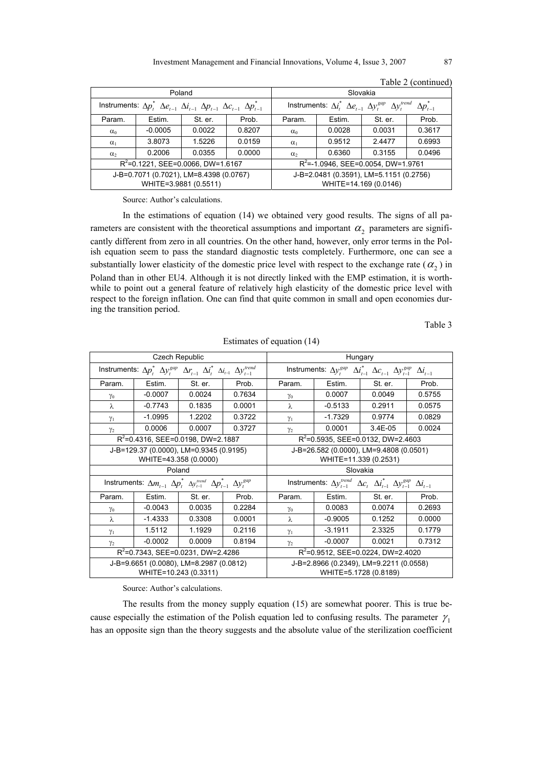Table 2 (continued)

| Poland | | | | Slovakia | | | |
|---|---|---|---|---|---|---|---|
| Instruments: $\Delta p_t^*$ $\Delta e_{t-1}$ $\Delta i_{t-1}$ $\Delta p_{t-1}$ $\Delta c_{t-1}$ $\Delta p_{t-1}^*$ | | | | Instruments: $\Delta i_t^*$ $\Delta e_{t-1}$ $\Delta y_t^{gap}$ $\Delta y_t^{trend}$ $\Delta p_{t-1}^*$ | | | |
| Param. | Estim. | St. er. | Prob. | Param. | Estim. | St. er. | Prob. |
| $\alpha_0$ | -0.0005 | 0.0022 | 0.8207 | $\alpha_0$ | 0.0028 | 0.0031 | 0.3617 |
| $\alpha_1$ | 3.8073 | 1.5226 | 0.0159 | $\alpha_1$ | 0.9512 | 2.4477 | 0.6993 |
| $\alpha_2$ | 0.2006 | 0.0355 | 0.0000 | $\alpha_2$ | 0.6360 | 0.3155 | 0.0496 |
| $R^2$=0.1221, SEE=0.0066, DW=1.6167 | | | | $R^2$=-1.0946, SEE=0.0054, DW=1.9761 | | | |
| J-B=0.7071 (0.7021), LM=8.4398 (0.0767) WHITE=3.9881 (0.5511) | | | | J-B=2.0481 (0.3591), LM=5.1151 (0.2756) WHITE=14.169 (0.0146) | | | |

Source: Author's calculations.

In the estimations of equation (14) we obtained very good results. The signs of all parameters are consistent with the theoretical assumptions and important $\alpha_2$ parameters are significantly different from zero in all countries. On the other hand, however, only error terms in the Polish equation seem to pass the standard diagnostic tests completely. Furthermore, one can see a substantially lower elasticity of the domestic price level with respect to the exchange rate ($\alpha_2$) in Poland than in other EU4. Although it is not directly linked with the EMP estimation, it is worthwhile to point out a general feature of relatively high elasticity of the domestic price level with respect to the foreign inflation. One can find that quite common in small and open economies during the transition period.

Table 3

Estimates of equation (14)

| Czech Republic | | | | Hungary | | | |
|---|---|---|---|---|---|---|---|
| Instruments: $\Delta p_t^*$ $\Delta y_t^{gap}$ $\Delta r_{t-1}$ $\Delta i_t^*$ $\Delta i_{t-1}$ $\Delta y_{t-1}^{trend}$ | | | | Instruments: $\Delta y_t^{gap}$ $\Delta i_{t-1}^*$ $\Delta c_{t-1}$ $\Delta y_{t-1}^{gap}$ $\Delta i_{t-1}$ | | | |
| Param. | Estim. | St. er. | Prob. | Param. | Estim. | St. er. | Prob. |
| $\gamma_0$ | -0.0007 | 0.0024 | 0.7634 | $\gamma_0$ | 0.0007 | 0.0049 | 0.5755 |
| $\lambda$ | -0.7743 | 0.1835 | 0.0001 | $\lambda$ | -0.5133 | 0.2911 | 0.0575 |
| $\gamma_1$ | -1.0995 | 1.2202 | 0.3722 | $\gamma_1$ | -1.7329 | 0.9774 | 0.0829 |
| $\gamma_2$ | 0.0006 | 0.0007 | 0.3727 | $\gamma_2$ | 0.0001 | 3.4E-05 | 0.0024 |
| $R^2$=0.4316, SEE=0.0198, DW=2.1887 | | | | $R^2$=0.5935, SEE=0.0132, DW=2.4603 | | | |
| J-B=129.37 (0.0000), LM=0.9345 (0.9195) WHITE=43.358 (0.0000) | | | | J-B=26.582 (0.0000), LM=9.4808 (0.0501) WHITE=11.339 (0.2531) | | | |
| Poland | | | | Slovakia | | | |
| Instruments: $\Delta m_{t-1}$ $\Delta p_t^*$ $\Delta y_{t-1}^{trend}$ $\Delta p_{t-1}^*$ $\Delta y_t^{gap}$ | | | | Instruments: $\Delta y_{t-1}^{trend}$ $\Delta c_t$ $\Delta i_{t-1}^*$ $\Delta y_{t-1}^{gap}$ $\Delta i_{t-1}$ | | | |
| Param. | Estim. | St. er. | Prob. | Param. | Estim. | St. er. | Prob. |
| $\gamma_0$ | -0.0043 | 0.0035 | 0.2284 | $\gamma_0$ | 0.0083 | 0.0074 | 0.2693 |
| $\lambda$ | -1.4333 | 0.3308 | 0.0001 | $\lambda$ | -0.9005 | 0.1252 | 0.0000 |
| $\gamma_1$ | 1.5112 | 1.1929 | 0.2116 | $\gamma_1$ | -3.1911 | 2.3325 | 0.1779 |
| $\gamma_2$ | -0.0002 | 0.0009 | 0.8194 | $\gamma_2$ | -0.0007 | 0.0021 | 0.7312 |
| $R^2$=0.7343, SEE=0.0231, DW=2.4286 | | | | $R^2$=0.9512, SEE=0.0224, DW=2.4020 | | | |
| J-B=9.6651 (0.0080), LM=8.2987 (0.0812) WHITE=10.243 (0.3311) | | | | J-B=2.8966 (0.2349), LM=9.2211 (0.0558) WHITE=5.1728 (0.8189) | | | |

Source: Author's calculations.

The results from the money supply equation (15) are somewhat poorer. This is true because especially the estimation of the Polish equation led to confusing results. The parameter $\gamma_1$ has an opposite sign than the theory suggests and the absolute value of the sterilization coefficient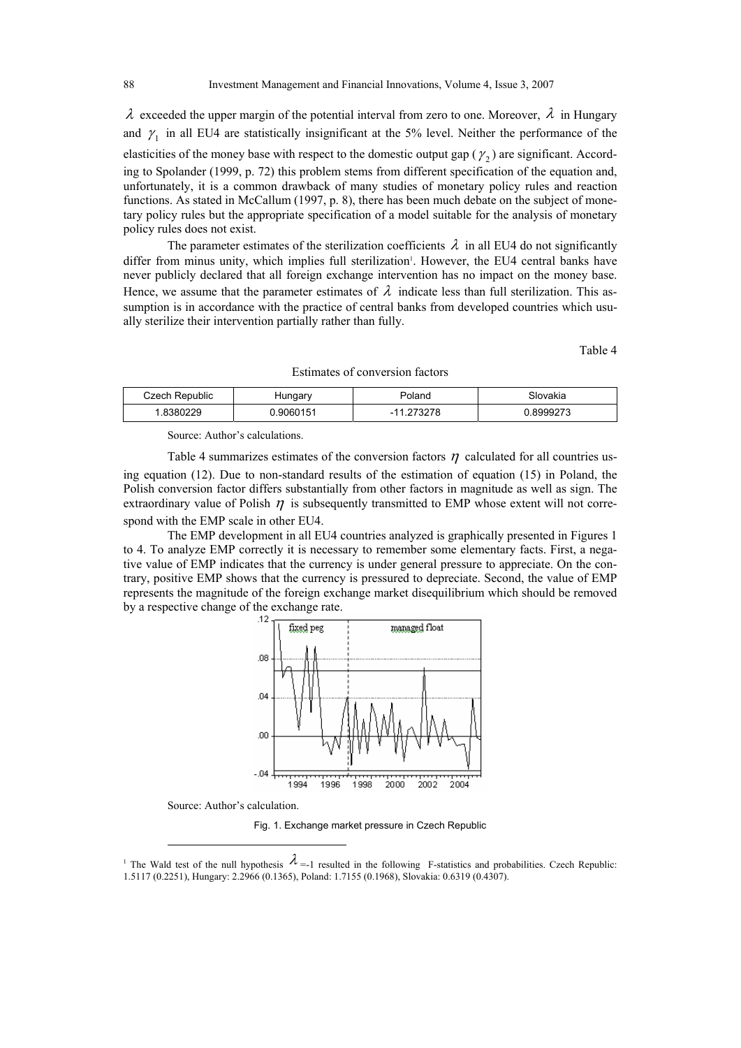$\lambda$ exceeded the upper margin of the potential interval from zero to one. Moreover, $\lambda$ in Hungary and $\gamma_1$ in all EU4 are statistically insignificant at the 5% level. Neither the performance of the elasticities of the money base with respect to the domestic output gap ($\gamma_2$) are significant. According to Spolander (1999, p. 72) this problem stems from different specification of the equation and, unfortunately, it is a common drawback of many studies of monetary policy rules and reaction functions. As stated in McCallum (1997, p. 8), there has been much debate on the subject of monetary policy rules but the appropriate specification of a model suitable for the analysis of monetary policy rules does not exist.

The parameter estimates of the sterilization coefficients $\lambda$ in all EU4 do not significantly differ from minus unity, which implies full sterilization[1]. However, the EU4 central banks have never publicly declared that all foreign exchange intervention has no impact on the money base. Hence, we assume that the parameter estimates of $\lambda$ indicate less than full sterilization. This assumption is in accordance with the practice of central banks from developed countries which usually sterilize their intervention partially rather than fully.

Table 4

Estimates of conversion factors

| Czech Republic | Hungary | Poland | Slovakia |
|---|---|---|---|
| 1.8380229 | 0.9060151 | -11.273278 | 0.8999273 |

Source: Author's calculations.

Table 4 summarizes estimates of the conversion factors $\eta$ calculated for all countries using equation (12). Due to non-standard results of the estimation of equation (15) in Poland, the Polish conversion factor differs substantially from other factors in magnitude as well as sign. The extraordinary value of Polish $\eta$ is subsequently transmitted to EMP whose extent will not correspond with the EMP scale in other EU4.

The EMP development in all EU4 countries analyzed is graphically presented in Figures 1 to 4. To analyze EMP correctly it is necessary to remember some elementary facts. First, a negative value of EMP indicates that the currency is under general pressure to appreciate. On the contrary, positive EMP shows that the currency is pressured to depreciate. Second, the value of EMP represents the magnitude of the foreign exchange market disequilibrium which should be removed by a respective change of the exchange rate.

Source: Author's calculation.

Fig. 1. Exchange market pressure in Czech Republic

[1] The Wald test of the null hypothesis $\lambda$ =-1 resulted in the following F-statistics and probabilities. Czech Republic: 1.5117 (0.2251), Hungary: 2.2966 (0.1365), Poland: 1.7155 (0.1968), Slovakia: 0.6319 (0.4307).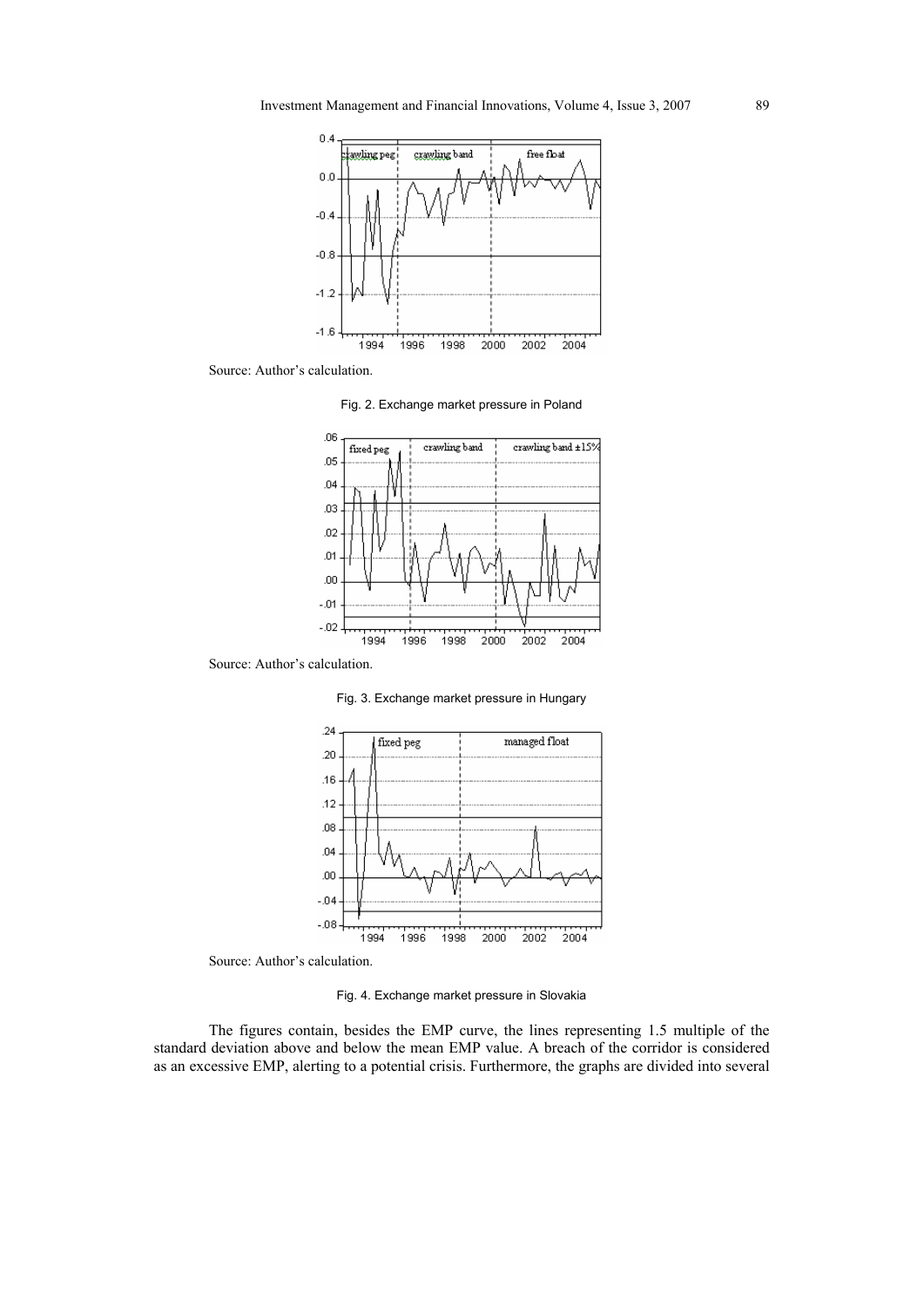Source: Author's calculation.

Fig. 2. Exchange market pressure in Poland

Source: Author's calculation.

Fig. 3. Exchange market pressure in Hungary

Source: Author's calculation.

Fig. 4. Exchange market pressure in Slovakia

The figures contain, besides the EMP curve, the lines representing 1.5 multiple of the standard deviation above and below the mean EMP value. A breach of the corridor is considered as an excessive EMP, alerting to a potential crisis. Furthermore, the graphs are divided into several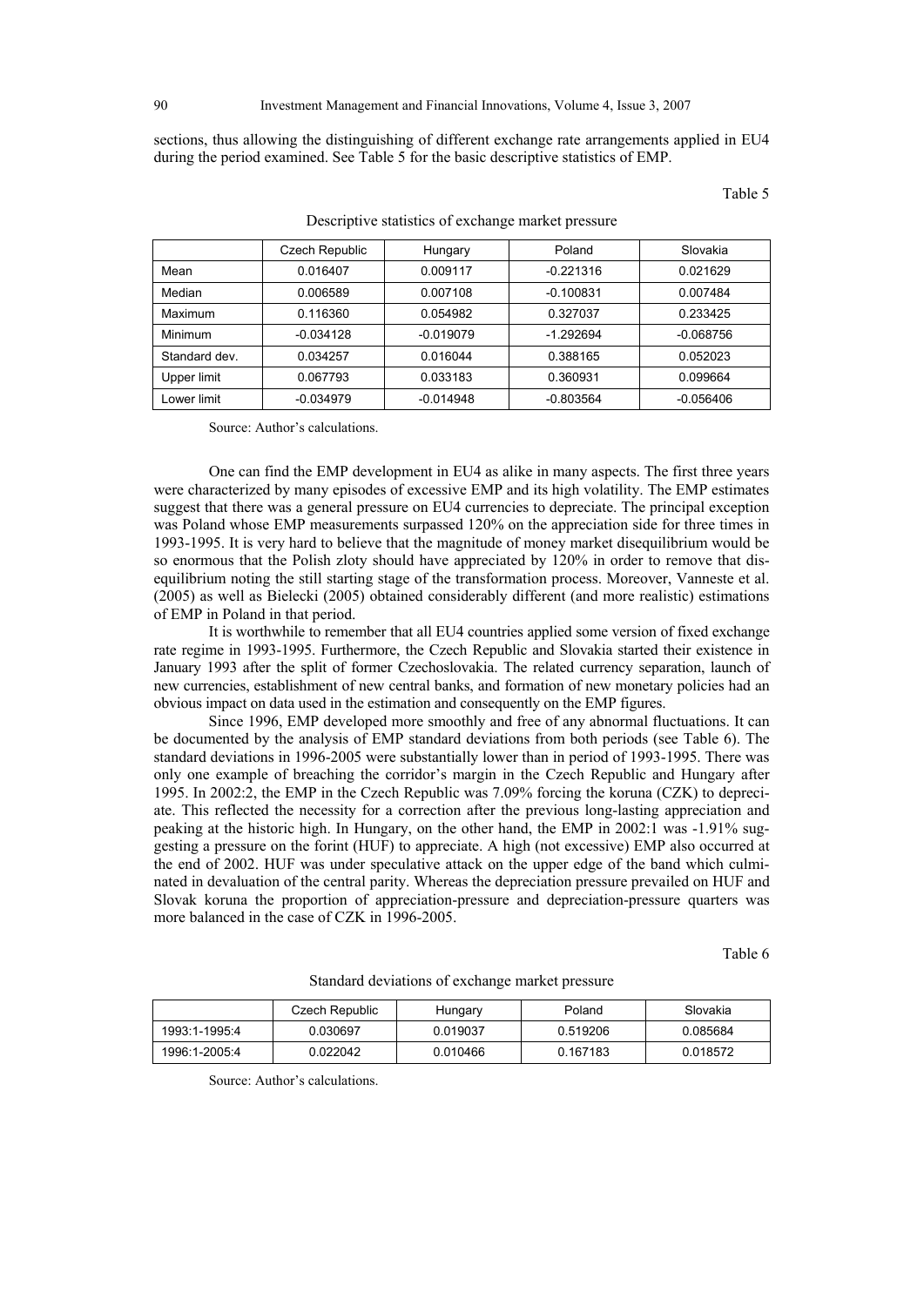sections, thus allowing the distinguishing of different exchange rate arrangements applied in EU4 during the period examined. See Table 5 for the basic descriptive statistics of EMP.

Table 5

Descriptive statistics of exchange market pressure

| | Czech Republic | Hungary | Poland | Slovakia |
|---|---|---|---|---|
| Mean | 0.016407 | 0.009117 | -0.221316 | 0.021629 |
| Median | 0.006589 | 0.007108 | -0.100831 | 0.007484 |
| Maximum | 0.116360 | 0.054982 | 0.327037 | 0.233425 |
| Minimum | -0.034128 | -0.019079 | -1.292694 | -0.068756 |
| Standard dev. | 0.034257 | 0.016044 | 0.388165 | 0.052023 |
| Upper limit | 0.067793 | 0.033183 | 0.360931 | 0.099664 |
| Lower limit | -0.034979 | -0.014948 | -0.803564 | -0.056406 |

Source: Author's calculations.

One can find the EMP development in EU4 as alike in many aspects. The first three years were characterized by many episodes of excessive EMP and its high volatility. The EMP estimates suggest that there was a general pressure on EU4 currencies to depreciate. The principal exception was Poland whose EMP measurements surpassed 120% on the appreciation side for three times in 1993-1995. It is very hard to believe that the magnitude of money market disequilibrium would be so enormous that the Polish zloty should have appreciated by 120% in order to remove that disequilibrium noting the still starting stage of the transformation process. Moreover, Vanneste et al. (2005) as well as Bielecki (2005) obtained considerably different (and more realistic) estimations of EMP in Poland in that period.

It is worthwhile to remember that all EU4 countries applied some version of fixed exchange rate regime in 1993-1995. Furthermore, the Czech Republic and Slovakia started their existence in January 1993 after the split of former Czechoslovakia. The related currency separation, launch of new currencies, establishment of new central banks, and formation of new monetary policies had an obvious impact on data used in the estimation and consequently on the EMP figures.

Since 1996, EMP developed more smoothly and free of any abnormal fluctuations. It can be documented by the analysis of EMP standard deviations from both periods (see Table 6). The standard deviations in 1996-2005 were substantially lower than in period of 1993-1995. There was only one example of breaching the corridor's margin in the Czech Republic and Hungary after 1995. In 2002:2, the EMP in the Czech Republic was 7.09% forcing the koruna (CZK) to depreciate. This reflected the necessity for a correction after the previous long-lasting appreciation and peaking at the historic high. In Hungary, on the other hand, the EMP in 2002:1 was -1.91% suggesting a pressure on the forint (HUF) to appreciate. A high (not excessive) EMP also occurred at the end of 2002. HUF was under speculative attack on the upper edge of the band which culminated in devaluation of the central parity. Whereas the depreciation pressure prevailed on HUF and Slovak koruna the proportion of appreciation-pressure and depreciation-pressure quarters was more balanced in the case of CZK in 1996-2005.

Table 6

Standard deviations of exchange market pressure

| | Czech Republic | Hungary | Poland | Slovakia |
|---|---|---|---|---|
| 1993:1-1995:4 | 0.030697 | 0.019037 | 0.519206 | 0.085684 |
| 1996:1-2005:4 | 0.022042 | 0.010466 | 0.167183 | 0.018572 |

Source: Author's calculations.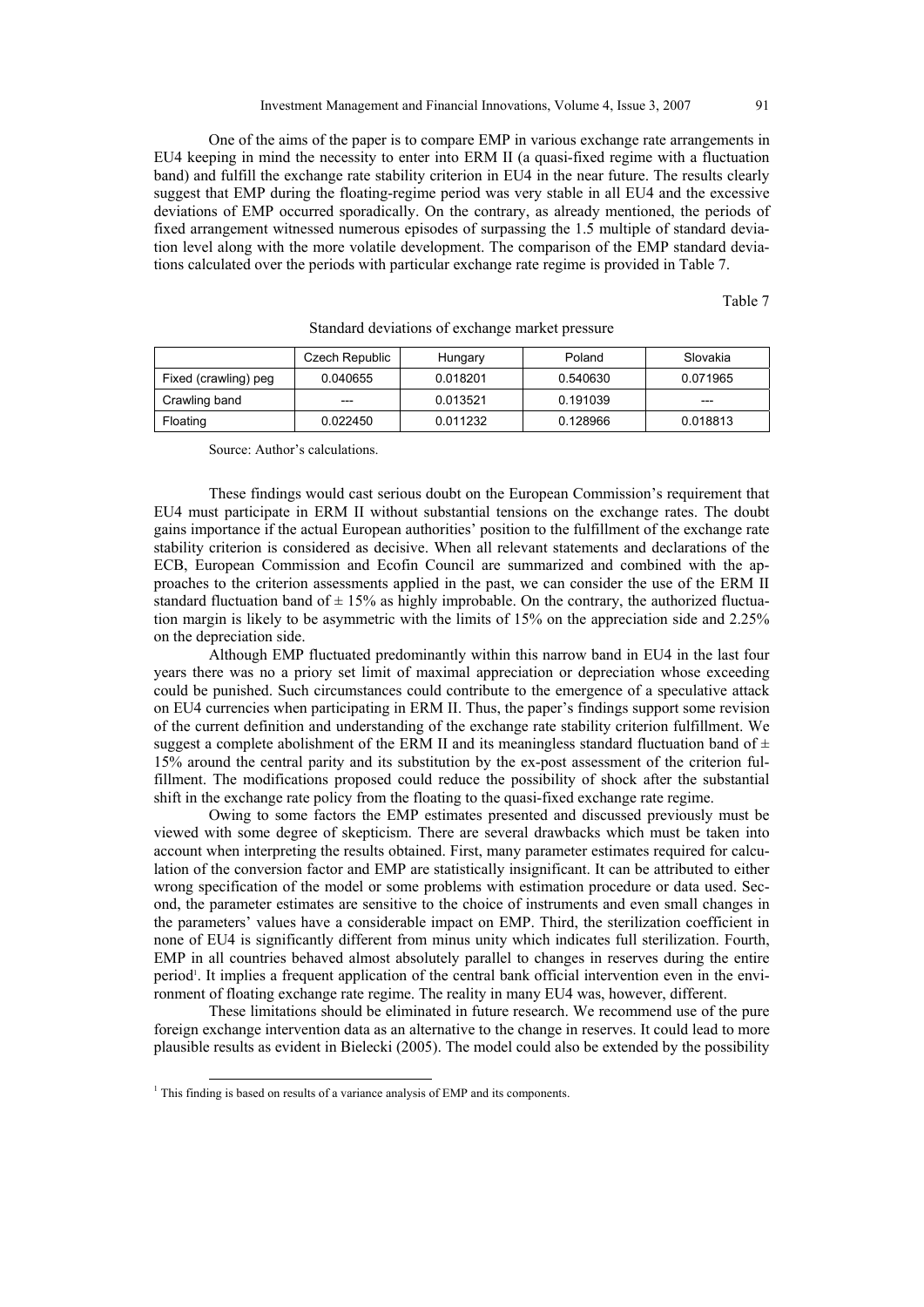One of the aims of the paper is to compare EMP in various exchange rate arrangements in EU4 keeping in mind the necessity to enter into ERM II (a quasi-fixed regime with a fluctuation band) and fulfill the exchange rate stability criterion in EU4 in the near future. The results clearly suggest that EMP during the floating-regime period was very stable in all EU4 and the excessive deviations of EMP occurred sporadically. On the contrary, as already mentioned, the periods of fixed arrangement witnessed numerous episodes of surpassing the 1.5 multiple of standard deviation level along with the more volatile development. The comparison of the EMP standard deviations calculated over the periods with particular exchange rate regime is provided in Table 7.

Table 7

Standard deviations of exchange market pressure

| | Czech Republic | Hungary | Poland | Slovakia |
|---|---|---|---|---|
| Fixed (crawling) peg | 0.040655 | 0.018201 | 0.540630 | 0.071965 |
| Crawling band | --- | 0.013521 | 0.191039 | --- |
| Floating | 0.022450 | 0.011232 | 0.128966 | 0.018813 |

Source: Author's calculations.

These findings would cast serious doubt on the European Commission's requirement that EU4 must participate in ERM II without substantial tensions on the exchange rates. The doubt gains importance if the actual European authorities' position to the fulfillment of the exchange rate stability criterion is considered as decisive. When all relevant statements and declarations of the ECB, European Commission and Ecofin Council are summarized and combined with the approaches to the criterion assessments applied in the past, we can consider the use of the ERM II standard fluctuation band of ± 15% as highly improbable. On the contrary, the authorized fluctuation margin is likely to be asymmetric with the limits of 15% on the appreciation side and 2.25% on the depreciation side.

Although EMP fluctuated predominantly within this narrow band in EU4 in the last four years there was no a priory set limit of maximal appreciation or depreciation whose exceeding could be punished. Such circumstances could contribute to the emergence of a speculative attack on EU4 currencies when participating in ERM II. Thus, the paper's findings support some revision of the current definition and understanding of the exchange rate stability criterion fulfillment. We suggest a complete abolishment of the ERM II and its meaningless standard fluctuation band of ± 15% around the central parity and its substitution by the ex-post assessment of the criterion fulfillment. The modifications proposed could reduce the possibility of shock after the substantial shift in the exchange rate policy from the floating to the quasi-fixed exchange rate regime.

Owing to some factors the EMP estimates presented and discussed previously must be viewed with some degree of skepticism. There are several drawbacks which must be taken into account when interpreting the results obtained. First, many parameter estimates required for calculation of the conversion factor and EMP are statistically insignificant. It can be attributed to either wrong specification of the model or some problems with estimation procedure or data used. Second, the parameter estimates are sensitive to the choice of instruments and even small changes in the parameters' values have a considerable impact on EMP. Third, the sterilization coefficient in none of EU4 is significantly different from minus unity which indicates full sterilization. Fourth, EMP in all countries behaved almost absolutely parallel to changes in reserves during the entire period[1]. It implies a frequent application of the central bank official intervention even in the environment of floating exchange rate regime. The reality in many EU4 was, however, different.

These limitations should be eliminated in future research. We recommend use of the pure foreign exchange intervention data as an alternative to the change in reserves. It could lead to more plausible results as evident in Bielecki (2005). The model could also be extended by the possibility

[1] This finding is based on results of a variance analysis of EMP and its components.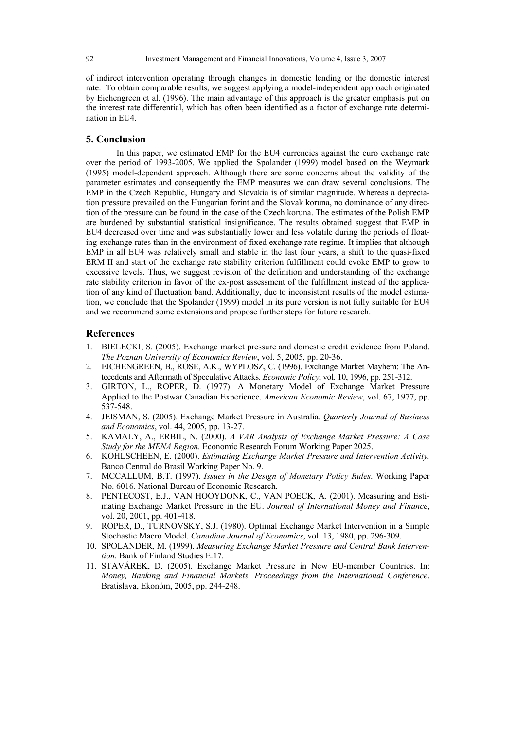of indirect intervention operating through changes in domestic lending or the domestic interest rate. To obtain comparable results, we suggest applying a model-independent approach originated by Eichengreen et al. (1996). The main advantage of this approach is the greater emphasis put on the interest rate differential, which has often been identified as a factor of exchange rate determination in EU4.

## 5. Conclusion

In this paper, we estimated EMP for the EU4 currencies against the euro exchange rate over the period of 1993-2005. We applied the Spolander (1999) model based on the Weymark (1995) model-dependent approach. Although there are some concerns about the validity of the parameter estimates and consequently the EMP measures we can draw several conclusions. The EMP in the Czech Republic, Hungary and Slovakia is of similar magnitude. Whereas a depreciation pressure prevailed on the Hungarian forint and the Slovak koruna, no dominance of any direction of the pressure can be found in the case of the Czech koruna. The estimates of the Polish EMP are burdened by substantial statistical insignificance. The results obtained suggest that EMP in EU4 decreased over time and was substantially lower and less volatile during the periods of floating exchange rates than in the environment of fixed exchange rate regime. It implies that although EMP in all EU4 was relatively small and stable in the last four years, a shift to the quasi-fixed ERM II and start of the exchange rate stability criterion fulfillment could evoke EMP to grow to excessive levels. Thus, we suggest revision of the definition and understanding of the exchange rate stability criterion in favor of the ex-post assessment of the fulfillment instead of the application of any kind of fluctuation band. Additionally, due to inconsistent results of the model estimation, we conclude that the Spolander (1999) model in its pure version is not fully suitable for EU4 and we recommend some extensions and propose further steps for future research.

## References

1. BIELECKI, S. (2005). Exchange market pressure and domestic credit evidence from Poland. *The Poznan University of Economics Review*, vol. 5, 2005, pp. 20-36.
2. EICHENGREEN, B., ROSE, A.K., WYPLOSZ, C. (1996). Exchange Market Mayhem: The Antecedents and Aftermath of Speculative Attacks. *Economic Policy*, vol. 10, 1996, pp. 251-312.
3. GIRTON, L., ROPER, D. (1977). A Monetary Model of Exchange Market Pressure Applied to the Postwar Canadian Experience. *American Economic Review*, vol. 67, 1977, pp. 537-548.
4. JEISMAN, S. (2005). Exchange Market Pressure in Australia. *Quarterly Journal of Business and Economics*, vol. 44, 2005, pp. 13-27.
5. KAMALY, A., ERBIL, N. (2000). *A VAR Analysis of Exchange Market Pressure: A Case Study for the MENA Region.* Economic Research Forum Working Paper 2025.
6. KOHLSCHEEN, E. (2000). *Estimating Exchange Market Pressure and Intervention Activity.* Banco Central do Brasil Working Paper No. 9.
7. MCCALLUM, B.T. (1997). *Issues in the Design of Monetary Policy Rules*. Working Paper No. 6016. National Bureau of Economic Research.
8. PENTECOST, E.J., VAN HOOYDONK, C., VAN POECK, A. (2001). Measuring and Estimating Exchange Market Pressure in the EU. *Journal of International Money and Finance*, vol. 20, 2001, pp. 401-418.
9. ROPER, D., TURNOVSKY, S.J. (1980). Optimal Exchange Market Intervention in a Simple Stochastic Macro Model. *Canadian Journal of Economics*, vol. 13, 1980, pp. 296-309.
10. SPOLANDER, M. (1999). *Measuring Exchange Market Pressure and Central Bank Intervention.* Bank of Finland Studies E:17.
11. STAVÁREK, D. (2005). Exchange Market Pressure in New EU-member Countries. In: *Money, Banking and Financial Markets. Proceedings from the International Conference*. Bratislava, Ekonóm, 2005, pp. 244-248.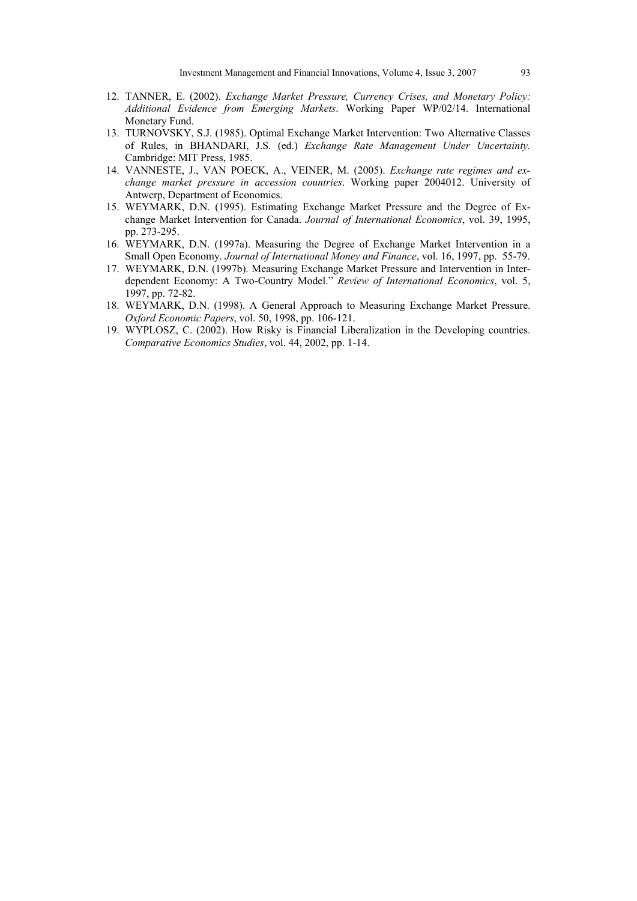12. TANNER, E. (2002). *Exchange Market Pressure, Currency Crises, and Monetary Policy: Additional Evidence from Emerging Markets*. Working Paper WP/02/14. International Monetary Fund.
13. TURNOVSKY, S.J. (1985). Optimal Exchange Market Intervention: Two Alternative Classes of Rules, in BHANDARI, J.S. (ed.) *Exchange Rate Management Under Uncertainty.* Cambridge: MIT Press, 1985.
14. VANNESTE, J., VAN POECK, A., VEINER, M. (2005). *Exchange rate regimes and exchange market pressure in accession countries*. Working paper 2004012. University of Antwerp, Department of Economics.
15. WEYMARK, D.N. (1995). Estimating Exchange Market Pressure and the Degree of Exchange Market Intervention for Canada. *Journal of International Economics*, vol. 39, 1995, pp. 273-295.
16. WEYMARK, D.N. (1997a). Measuring the Degree of Exchange Market Intervention in a Small Open Economy. *Journal of International Money and Finance*, vol. 16, 1997, pp. 55-79.
17. WEYMARK, D.N. (1997b). Measuring Exchange Market Pressure and Intervention in Interdependent Economy: A Two-Country Model." *Review of International Economics*, vol. 5, 1997, pp. 72-82.
18. WEYMARK, D.N. (1998). A General Approach to Measuring Exchange Market Pressure. *Oxford Economic Papers*, vol. 50, 1998, pp. 106-121.
19. WYPLOSZ, C. (2002). How Risky is Financial Liberalization in the Developing countries. *Comparative Economics Studies*, vol. 44, 2002, pp. 1-14.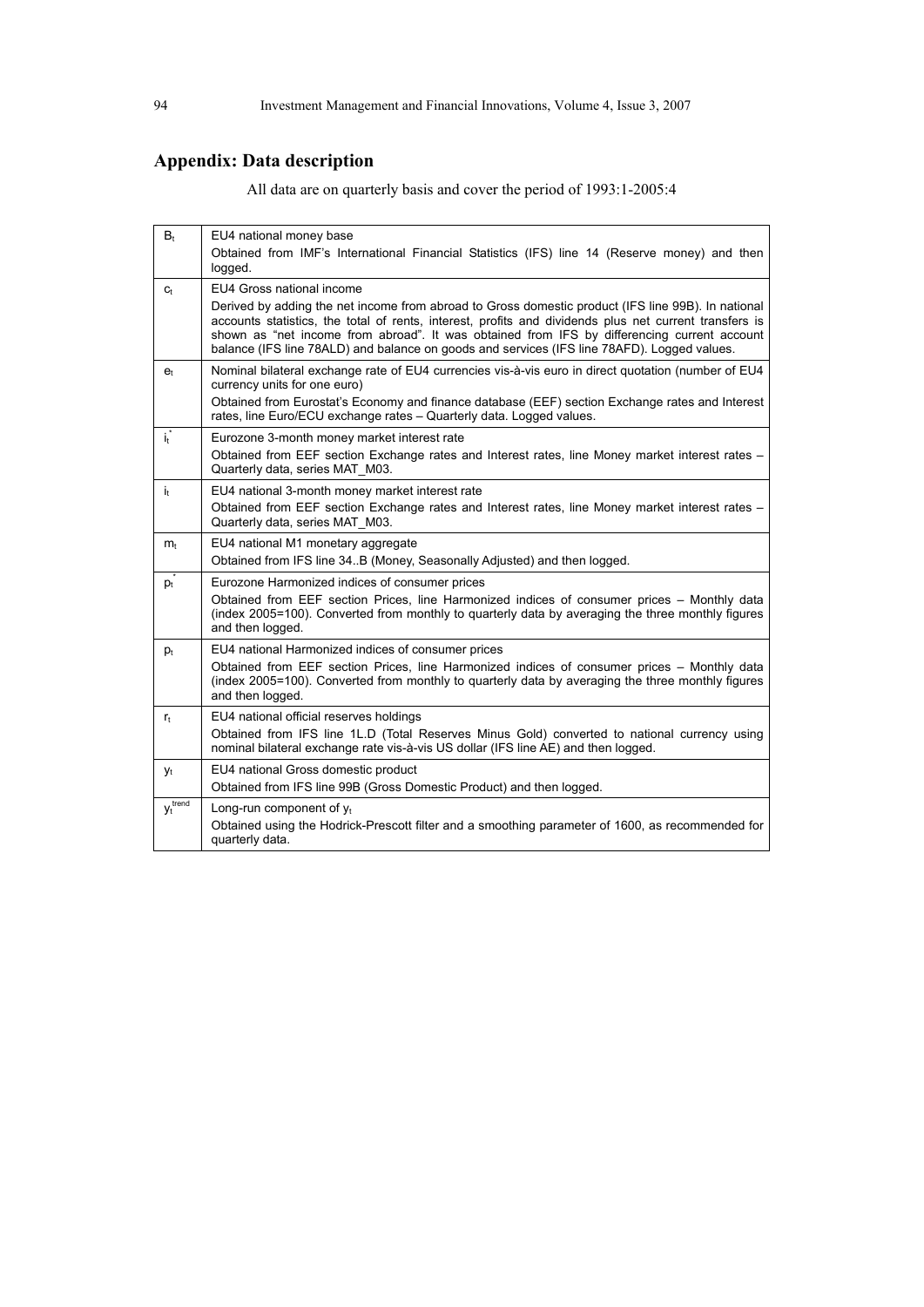## Appendix: Data description

All data are on quarterly basis and cover the period of 1993:1-2005:4

| | |
|---|---|
| $B_t$ | EU4 national money base<br>Obtained from IMF's International Financial Statistics (IFS) line 14 (Reserve money) and then logged. |
| $c_t$ | EU4 Gross national income<br>Derived by adding the net income from abroad to Gross domestic product (IFS line 99B). In national accounts statistics, the total of rents, interest, profits and dividends plus net current transfers is shown as "net income from abroad". It was obtained from IFS by differencing current account balance (IFS line 78ALD) and balance on goods and services (IFS line 78AFD). Logged values. |
| $e_t$ | Nominal bilateral exchange rate of EU4 currencies vis-à-vis euro in direct quotation (number of EU4 currency units for one euro)<br>Obtained from Eurostat's Economy and finance database (EEF) section Exchange rates and Interest rates, line Euro/ECU exchange rates – Quarterly data. Logged values. |
| $i_t^*$ | Eurozone 3-month money market interest rate<br>Obtained from EEF section Exchange rates and Interest rates, line Money market interest rates – Quarterly data, series MAT_M03. |
| $i_t$ | EU4 national 3-month money market interest rate<br>Obtained from EEF section Exchange rates and Interest rates, line Money market interest rates – Quarterly data, series MAT_M03. |
| $m_t$ | EU4 national M1 monetary aggregate<br>Obtained from IFS line 34..B (Money, Seasonally Adjusted) and then logged. |
| $p_t^*$ | Eurozone Harmonized indices of consumer prices<br>Obtained from EEF section Prices, line Harmonized indices of consumer prices – Monthly data (index 2005=100). Converted from monthly to quarterly data by averaging the three monthly figures and then logged. |
| $p_t$ | EU4 national Harmonized indices of consumer prices<br>Obtained from EEF section Prices, line Harmonized indices of consumer prices – Monthly data (index 2005=100). Converted from monthly to quarterly data by averaging the three monthly figures and then logged. |
| $r_t$ | EU4 national official reserves holdings<br>Obtained from IFS line 1L.D (Total Reserves Minus Gold) converted to national currency using nominal bilateral exchange rate vis-à-vis US dollar (IFS line AE) and then logged. |
| $y_t$ | EU4 national Gross domestic product<br>Obtained from IFS line 99B (Gross Domestic Product) and then logged. |
| $y_t^{trend}$ | Long-run component of $y_t$<br>Obtained using the Hodrick-Prescott filter and a smoothing parameter of 1600, as recommended for quarterly data. |